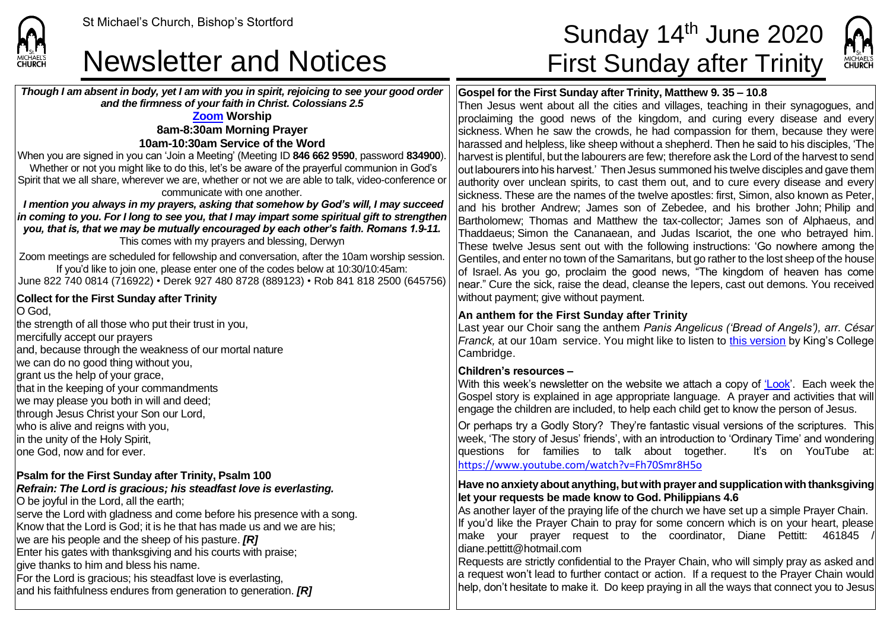St Michael's Church, Bishop's Stortford

# Newsletter and Notices

# Sunday 14th June 2020 First Sunday after Trinity

***Though I am absent in body, yet I am with you in spirit, rejoicing to see your good order and the firmness of your faith in Christ. Colossians 2.5***

**Zoom Worship**

**8am-8:30am Morning Prayer**

**10am-10:30am Service of the Word**

When you are signed in you can 'Join a Meeting' (Meeting ID **846 662 9590**, password **834900**). Whether or not you might like to do this, let's be aware of the prayerful communion in God's Spirit that we all share, wherever we are, whether or not we are able to talk, video-conference or communicate with one another.

***I mention you always in my prayers, asking that somehow by God's will, I may succeed in coming to you. For I long to see you, that I may impart some spiritual gift to strengthen you, that is, that we may be mutually encouraged by each other's faith. Romans 1.9-11.***

This comes with my prayers and blessing, Derwyn

Zoom meetings are scheduled for fellowship and conversation, after the 10am worship session. If you'd like to join one, please enter one of the codes below at 10:30/10:45am:
June 822 740 0814 (716922) • Derek 927 480 8728 (889123) • Rob 841 818 2500 (645756)

## Collect for the First Sunday after Trinity

O God,
the strength of all those who put their trust in you,
mercifully accept our prayers
and, because through the weakness of our mortal nature
we can do no good thing without you,
grant us the help of your grace,
that in the keeping of your commandments
we may please you both in will and deed;
through Jesus Christ your Son our Lord,
who is alive and reigns with you,
in the unity of the Holy Spirit,
one God, now and for ever.

## Psalm for the First Sunday after Trinity, Psalm 100

***Refrain: The Lord is gracious; his steadfast love is everlasting.***

O be joyful in the Lord, all the earth;
serve the Lord with gladness and come before his presence with a song.
Know that the Lord is God; it is he that has made us and we are his;
we are his people and the sheep of his pasture. ***[R]***
Enter his gates with thanksgiving and his courts with praise;
give thanks to him and bless his name.
For the Lord is gracious; his steadfast love is everlasting,
and his faithfulness endures from generation to generation. ***[R]***

## Gospel for the First Sunday after Trinity, Matthew 9. 35 – 10.8

Then Jesus went about all the cities and villages, teaching in their synagogues, and proclaiming the good news of the kingdom, and curing every disease and every sickness. When he saw the crowds, he had compassion for them, because they were harassed and helpless, like sheep without a shepherd. Then he said to his disciples, 'The harvest is plentiful, but the labourers are few; therefore ask the Lord of the harvest to send out labourers into his harvest.' Then Jesus summoned his twelve disciples and gave them authority over unclean spirits, to cast them out, and to cure every disease and every sickness. These are the names of the twelve apostles: first, Simon, also known as Peter, and his brother Andrew; James son of Zebedee, and his brother John; Philip and Bartholomew; Thomas and Matthew the tax-collector; James son of Alphaeus, and Thaddaeus; Simon the Cananaean, and Judas Iscariot, the one who betrayed him. These twelve Jesus sent out with the following instructions: 'Go nowhere among the Gentiles, and enter no town of the Samaritans, but go rather to the lost sheep of the house of Israel. As you go, proclaim the good news, "The kingdom of heaven has come near." Cure the sick, raise the dead, cleanse the lepers, cast out demons. You received without payment; give without payment.

## An anthem for the First Sunday after Trinity

Last year our Choir sang the anthem *Panis Angelicus ('Bread of Angels'), arr. César Franck,* at our 10am service. You might like to listen to this version by King's College Cambridge.

## Children's resources –

With this week's newsletter on the website we attach a copy of 'Look'. Each week the Gospel story is explained in age appropriate language. A prayer and activities that will engage the children are included, to help each child get to know the person of Jesus.

Or perhaps try a Godly Story? They're fantastic visual versions of the scriptures. This week, 'The story of Jesus' friends', with an introduction to 'Ordinary Time' and wondering questions for families to talk about together. It's on YouTube at: https://www.youtube.com/watch?v=Fh70Smr8H5o

## Have no anxiety about anything, but with prayer and supplication with thanksgiving let your requests be made know to God. Philippians 4.6

As another layer of the praying life of the church we have set up a simple Prayer Chain. If you'd like the Prayer Chain to pray for some concern which is on your heart, please make your prayer request to the coordinator, Diane Pettitt: 461845 / diane.pettitt@hotmail.com

Requests are strictly confidential to the Prayer Chain, who will simply pray as asked and a request won't lead to further contact or action. If a request to the Prayer Chain would help, don't hesitate to make it. Do keep praying in all the ways that connect you to Jesus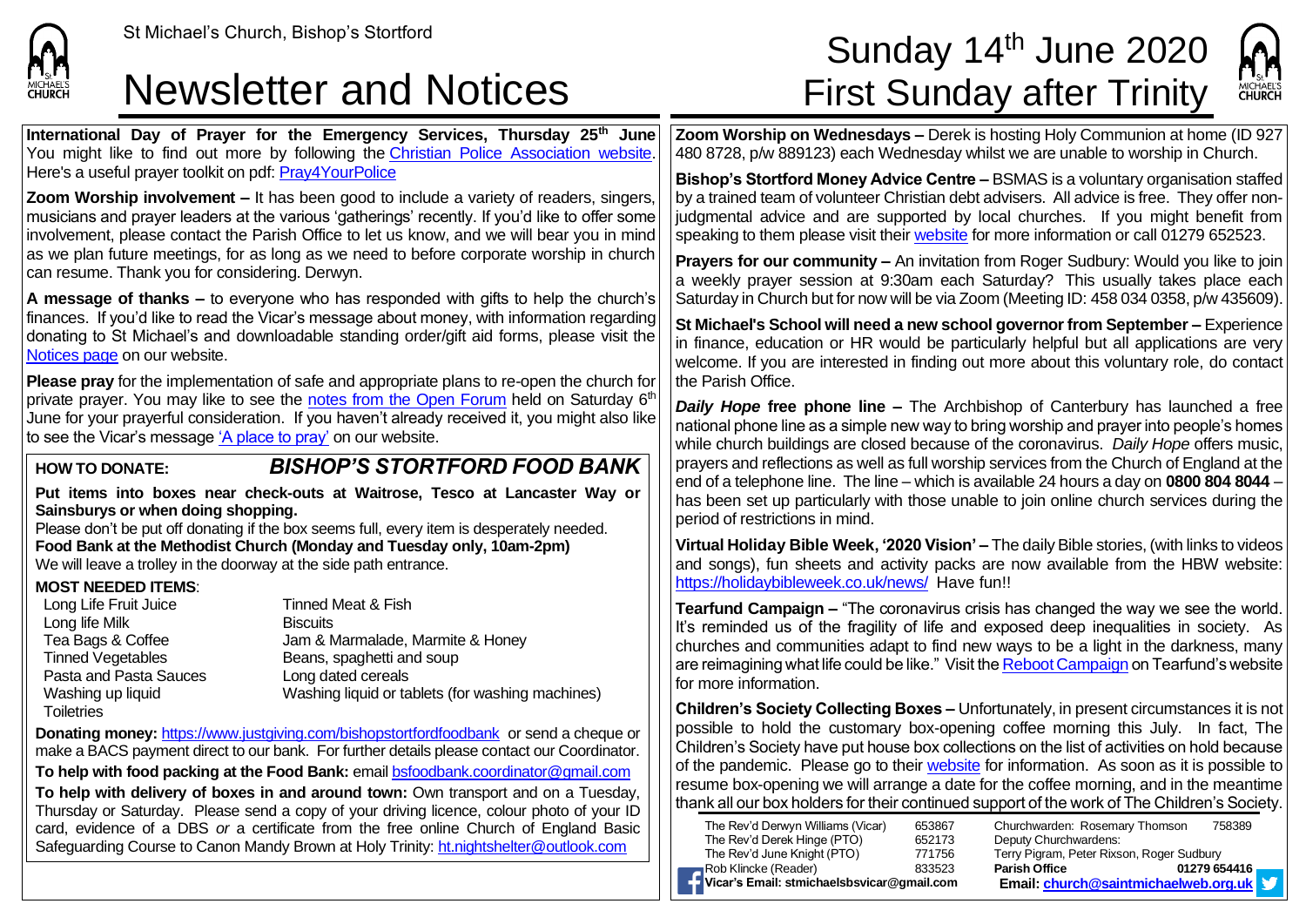St Michael's Church, Bishop's Stortford

# Newsletter and Notices

# Sunday 14th June 2020 First Sunday after Trinity

**International Day of Prayer for the Emergency Services, Thursday 25th June** You might like to find out more by following the Christian Police Association website. Here's a useful prayer toolkit on pdf: Pray4YourPolice

**Zoom Worship involvement –** It has been good to include a variety of readers, singers, musicians and prayer leaders at the various 'gatherings' recently. If you'd like to offer some involvement, please contact the Parish Office to let us know, and we will bear you in mind as we plan future meetings, for as long as we need to before corporate worship in church can resume. Thank you for considering. Derwyn.

**A message of thanks –** to everyone who has responded with gifts to help the church's finances. If you'd like to read the Vicar's message about money, with information regarding donating to St Michael's and downloadable standing order/gift aid forms, please visit the Notices page on our website.

**Please pray** for the implementation of safe and appropriate plans to re-open the church for private prayer. You may like to see the notes from the Open Forum held on Saturday 6th June for your prayerful consideration. If you haven't already received it, you might also like to see the Vicar's message 'A place to pray' on our website.

## HOW TO DONATE: *BISHOP'S STORTFORD FOOD BANK*

**Put items into boxes near check-outs at Waitrose, Tesco at Lancaster Way or Sainsburys or when doing shopping.**

Please don't be put off donating if the box seems full, every item is desperately needed.

**Food Bank at the Methodist Church (Monday and Tuesday only, 10am-2pm)**

We will leave a trolley in the doorway at the side path entrance.

**MOST NEEDED ITEMS**:

| | |
|---|---|
| Long Life Fruit Juice | Tinned Meat & Fish |
| Long life Milk | Biscuits |
| Tea Bags & Coffee | Jam & Marmalade, Marmite & Honey |
| Tinned Vegetables | Beans, spaghetti and soup |
| Pasta and Pasta Sauces | Long dated cereals |
| Washing up liquid | Washing liquid or tablets (for washing machines) |
| Toiletries | |

**Donating money:** https://www.justgiving.com/bishopstortfordfoodbank or send a cheque or make a BACS payment direct to our bank. For further details please contact our Coordinator.

**To help with food packing at the Food Bank:** email bsfoodbank.coordinator@gmail.com

**To help with delivery of boxes in and around town:** Own transport and on a Tuesday, Thursday or Saturday. Please send a copy of your driving licence, colour photo of your ID card, evidence of a DBS *or* a certificate from the free online Church of England Basic Safeguarding Course to Canon Mandy Brown at Holy Trinity: ht.nightshelter@outlook.com

**Zoom Worship on Wednesdays –** Derek is hosting Holy Communion at home (ID 927 480 8728, p/w 889123) each Wednesday whilst we are unable to worship in Church.

**Bishop's Stortford Money Advice Centre –** BSMAS is a voluntary organisation staffed by a trained team of volunteer Christian debt advisers. All advice is free. They offer non-judgmental advice and are supported by local churches. If you might benefit from speaking to them please visit their website for more information or call 01279 652523.

**Prayers for our community –** An invitation from Roger Sudbury: Would you like to join a weekly prayer session at 9:30am each Saturday? This usually takes place each Saturday in Church but for now will be via Zoom (Meeting ID: 458 034 0358, p/w 435609).

**St Michael's School will need a new school governor from September –** Experience in finance, education or HR would be particularly helpful but all applications are very welcome. If you are interested in finding out more about this voluntary role, do contact the Parish Office.

***Daily Hope* free phone line –** The Archbishop of Canterbury has launched a free national phone line as a simple new way to bring worship and prayer into people's homes while church buildings are closed because of the coronavirus. *Daily Hope* offers music, prayers and reflections as well as full worship services from the Church of England at the end of a telephone line. The line – which is available 24 hours a day on **0800 804 8044** – has been set up particularly with those unable to join online church services during the period of restrictions in mind.

**Virtual Holiday Bible Week, '2020 Vision' –** The daily Bible stories, (with links to videos and songs), fun sheets and activity packs are now available from the HBW website: https://holidaybibleweek.co.uk/news/ Have fun!!

**Tearfund Campaign –** "The coronavirus crisis has changed the way we see the world. It's reminded us of the fragility of life and exposed deep inequalities in society. As churches and communities adapt to find new ways to be a light in the darkness, many are reimagining what life could be like." Visit the Reboot Campaign on Tearfund's website for more information.

**Children's Society Collecting Boxes –** Unfortunately, in present circumstances it is not possible to hold the customary box-opening coffee morning this July. In fact, The Children's Society have put house box collections on the list of activities on hold because of the pandemic. Please go to their website for information. As soon as it is possible to resume box-opening we will arrange a date for the coffee morning, and in the meantime thank all our box holders for their continued support of the work of The Children's Society.

| | | | |
|---|---|---|---|
| The Rev'd Derwyn Williams (Vicar) | 653867 | Churchwarden: Rosemary Thomson | 758389 |
| The Rev'd Derek Hinge (PTO) | 652173 | Deputy Churchwardens: | |
| The Rev'd June Knight (PTO) | 771756 | Terry Pigram, Peter Rixson, Roger Sudbury | |
| Rob Klincke (Reader) | 833523 | **Parish Office** | **01279 654416** |
| **Vicar's Email: stmichaelsbsvicar@gmail.com** | | **Email: church@saintmichaelweb.org.uk** | |